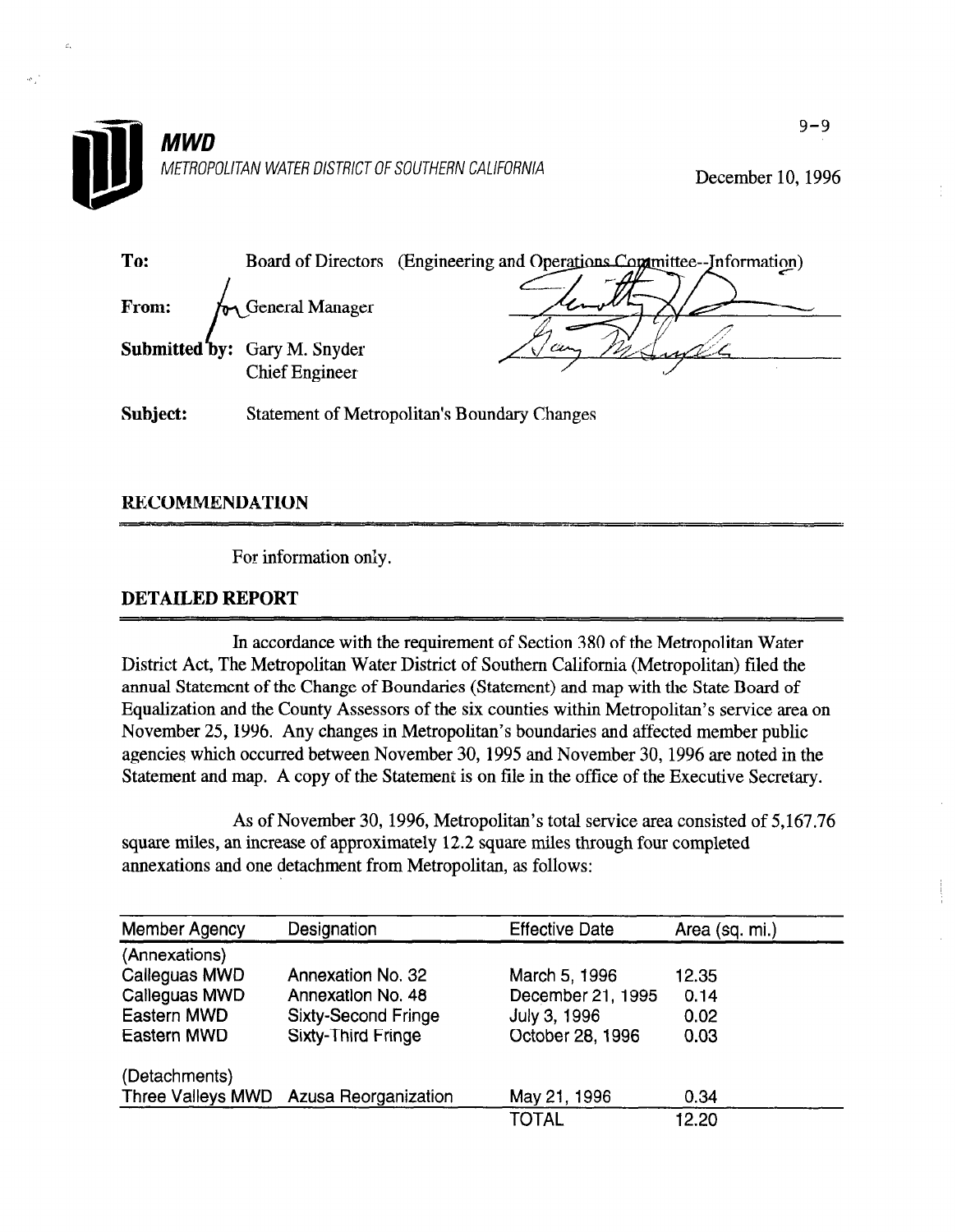**MWD**

*METROPOLITAN WATER DISTRICT OF SOUTHERN CALIFORNIA*

9-9

December 10, 1996

**To:** Board of Directors (Engineering and Operations Committee--Information)

**From:** General Manager

**Submitted by:** Gary M. Snyder
Chief Engineer

**Subject:** Statement of Metropolitan's Boundary Changes

## RECOMMENDATION

For information only.

## DETAILED REPORT

In accordance with the requirement of Section 380 of the Metropolitan Water District Act, The Metropolitan Water District of Southern California (Metropolitan) filed the annual Statement of the Change of Boundaries (Statement) and map with the State Board of Equalization and the County Assessors of the six counties within Metropolitan's service area on November 25, 1996. Any changes in Metropolitan's boundaries and affected member public agencies which occurred between November 30, 1995 and November 30, 1996 are noted in the Statement and map. A copy of the Statement is on file in the office of the Executive Secretary.

As of November 30, 1996, Metropolitan's total service area consisted of 5,167.76 square miles, an increase of approximately 12.2 square miles through four completed annexations and one detachment from Metropolitan, as follows:

| Member Agency | Designation | Effective Date | Area (sq. mi.) |
|---|---|---|---|
| (Annexations) | | | |
| Calleguas MWD | Annexation No. 32 | March 5, 1996 | 12.35 |
| Calleguas MWD | Annexation No. 48 | December 21, 1995 | 0.14 |
| Eastern MWD | Sixty-Second Fringe | July 3, 1996 | 0.02 |
| Eastern MWD | Sixty-Third Fringe | October 28, 1996 | 0.03 |
| (Detachments) | | | |
| Three Valleys MWD | Azusa Reorganization | May 21, 1996 | 0.34 |
| | | TOTAL | 12.20 |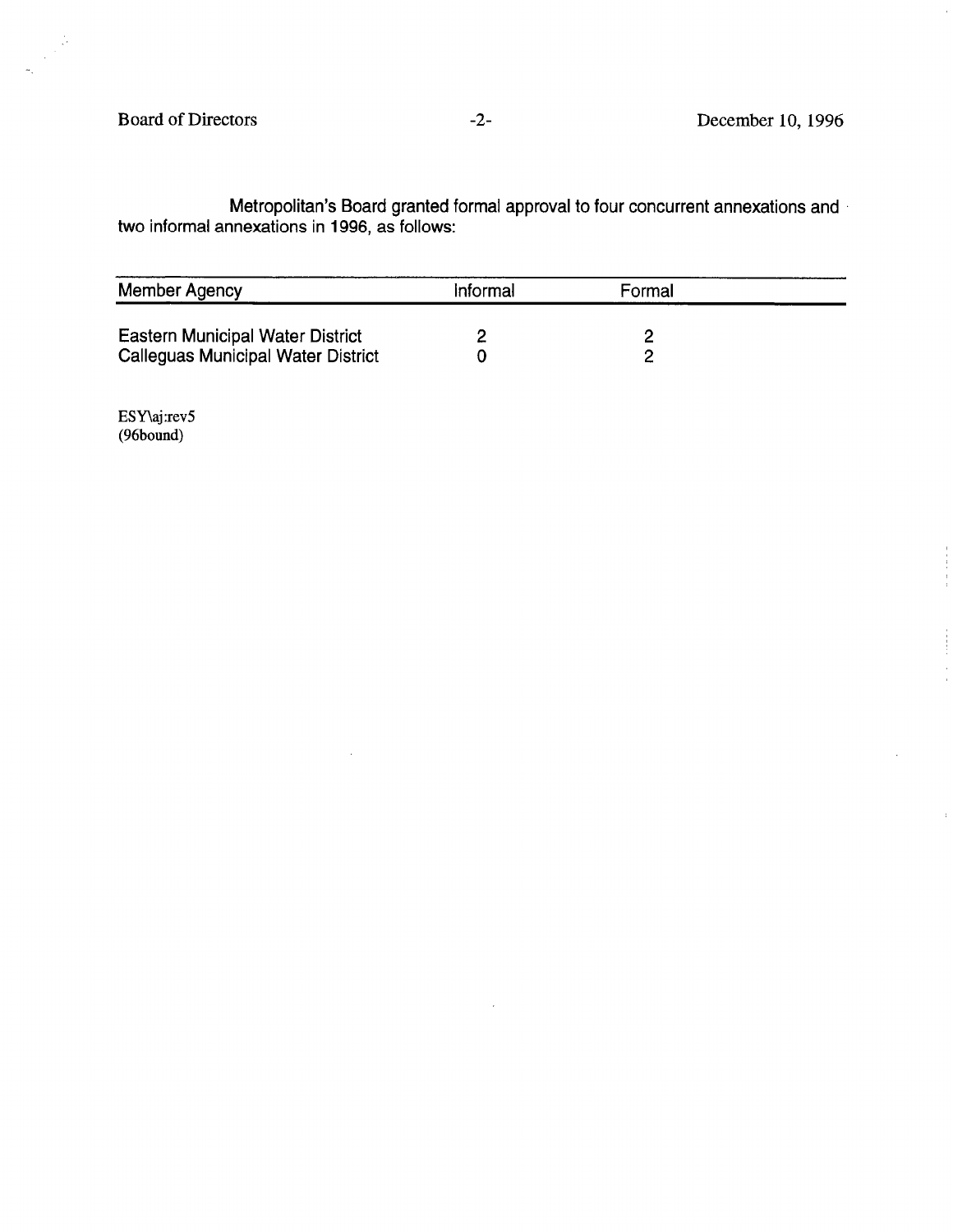Metropolitan's Board granted formal approval to four concurrent annexations and two informal annexations in 1996, as follows:

| Member Agency | Informal | Formal |
| --- | --- | --- |
| Eastern Municipal Water District | 2 | 2 |
| Calleguas Municipal Water District | 0 | 2 |

ESY\aj:rev5
(96bound)